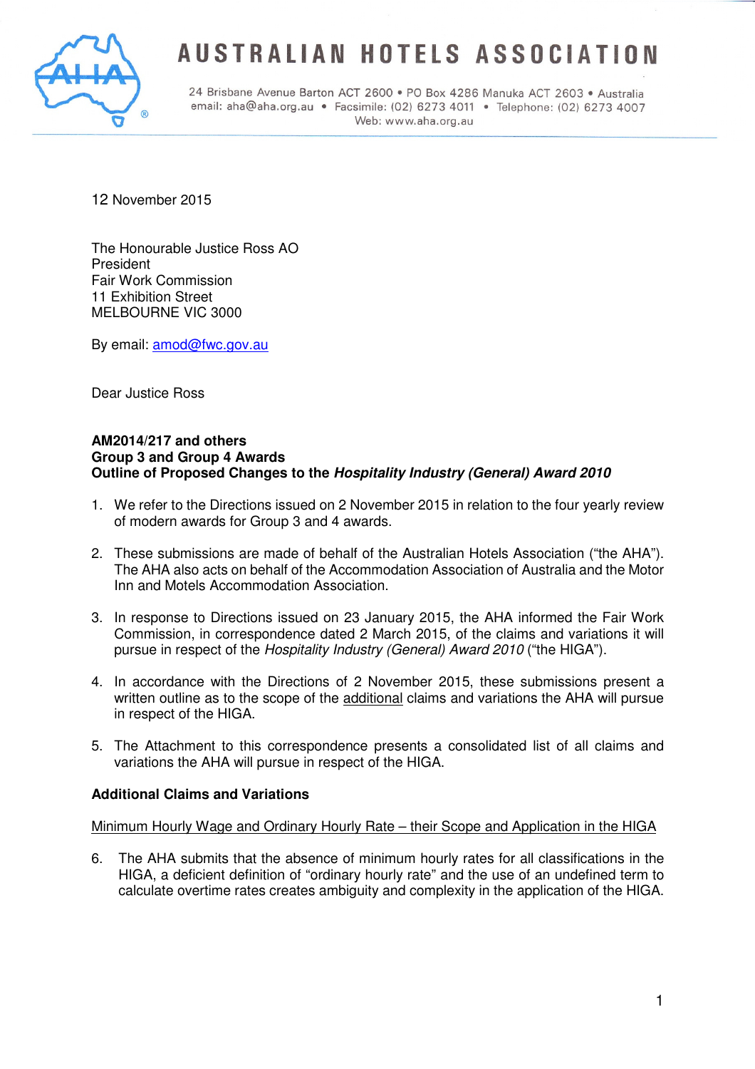# AUSTRALIAN HOTELS ASSOCIATION

24 Brisbane Avenue Barton ACT 2600 • PO Box 4286 Manuka ACT 2603 • Australia
email: aha@aha.org.au • Facsimile: (02) 6273 4011 • Telephone: (02) 6273 4007
Web: www.aha.org.au

12 November 2015

The Honourable Justice Ross AO
President
Fair Work Commission
11 Exhibition Street
MELBOURNE VIC 3000

By email: amod@fwc.gov.au

Dear Justice Ross

**AM2014/217 and others**
**Group 3 and Group 4 Awards**
**Outline of Proposed Changes to the *Hospitality Industry (General) Award 2010***

1. We refer to the Directions issued on 2 November 2015 in relation to the four yearly review of modern awards for Group 3 and 4 awards.

2. These submissions are made of behalf of the Australian Hotels Association ("the AHA"). The AHA also acts on behalf of the Accommodation Association of Australia and the Motor Inn and Motels Accommodation Association.

3. In response to Directions issued on 23 January 2015, the AHA informed the Fair Work Commission, in correspondence dated 2 March 2015, of the claims and variations it will pursue in respect of the *Hospitality Industry (General) Award 2010* ("the HIGA").

4. In accordance with the Directions of 2 November 2015, these submissions present a written outline as to the scope of the additional claims and variations the AHA will pursue in respect of the HIGA.

5. The Attachment to this correspondence presents a consolidated list of all claims and variations the AHA will pursue in respect of the HIGA.

**Additional Claims and Variations**

Minimum Hourly Wage and Ordinary Hourly Rate – their Scope and Application in the HIGA

6. The AHA submits that the absence of minimum hourly rates for all classifications in the HIGA, a deficient definition of "ordinary hourly rate" and the use of an undefined term to calculate overtime rates creates ambiguity and complexity in the application of the HIGA.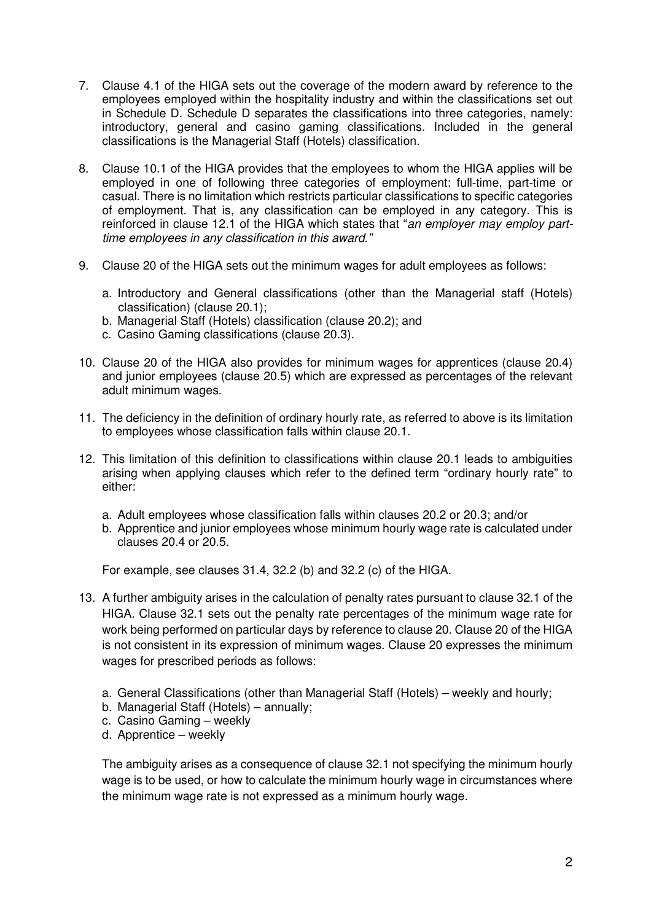7. Clause 4.1 of the HIGA sets out the coverage of the modern award by reference to the employees employed within the hospitality industry and within the classifications set out in Schedule D. Schedule D separates the classifications into three categories, namely: introductory, general and casino gaming classifications. Included in the general classifications is the Managerial Staff (Hotels) classification.

8. Clause 10.1 of the HIGA provides that the employees to whom the HIGA applies will be employed in one of following three categories of employment: full-time, part-time or casual. There is no limitation which restricts particular classifications to specific categories of employment. That is, any classification can be employed in any category. This is reinforced in clause 12.1 of the HIGA which states that "*an employer may employ part-time employees in any classification in this award.*"

9. Clause 20 of the HIGA sets out the minimum wages for adult employees as follows:

   a. Introductory and General classifications (other than the Managerial staff (Hotels) classification) (clause 20.1);
   b. Managerial Staff (Hotels) classification (clause 20.2); and
   c. Casino Gaming classifications (clause 20.3).

10. Clause 20 of the HIGA also provides for minimum wages for apprentices (clause 20.4) and junior employees (clause 20.5) which are expressed as percentages of the relevant adult minimum wages.

11. The deficiency in the definition of ordinary hourly rate, as referred to above is its limitation to employees whose classification falls within clause 20.1.

12. This limitation of this definition to classifications within clause 20.1 leads to ambiguities arising when applying clauses which refer to the defined term "ordinary hourly rate" to either:

    a. Adult employees whose classification falls within clauses 20.2 or 20.3; and/or
    b. Apprentice and junior employees whose minimum hourly wage rate is calculated under clauses 20.4 or 20.5.

    For example, see clauses 31.4, 32.2 (b) and 32.2 (c) of the HIGA.

13. A further ambiguity arises in the calculation of penalty rates pursuant to clause 32.1 of the HIGA. Clause 32.1 sets out the penalty rate percentages of the minimum wage rate for work being performed on particular days by reference to clause 20. Clause 20 of the HIGA is not consistent in its expression of minimum wages. Clause 20 expresses the minimum wages for prescribed periods as follows:

    a. General Classifications (other than Managerial Staff (Hotels) – weekly and hourly;
    b. Managerial Staff (Hotels) – annually;
    c. Casino Gaming – weekly
    d. Apprentice – weekly

    The ambiguity arises as a consequence of clause 32.1 not specifying the minimum hourly wage is to be used, or how to calculate the minimum hourly wage in circumstances where the minimum wage rate is not expressed as a minimum hourly wage.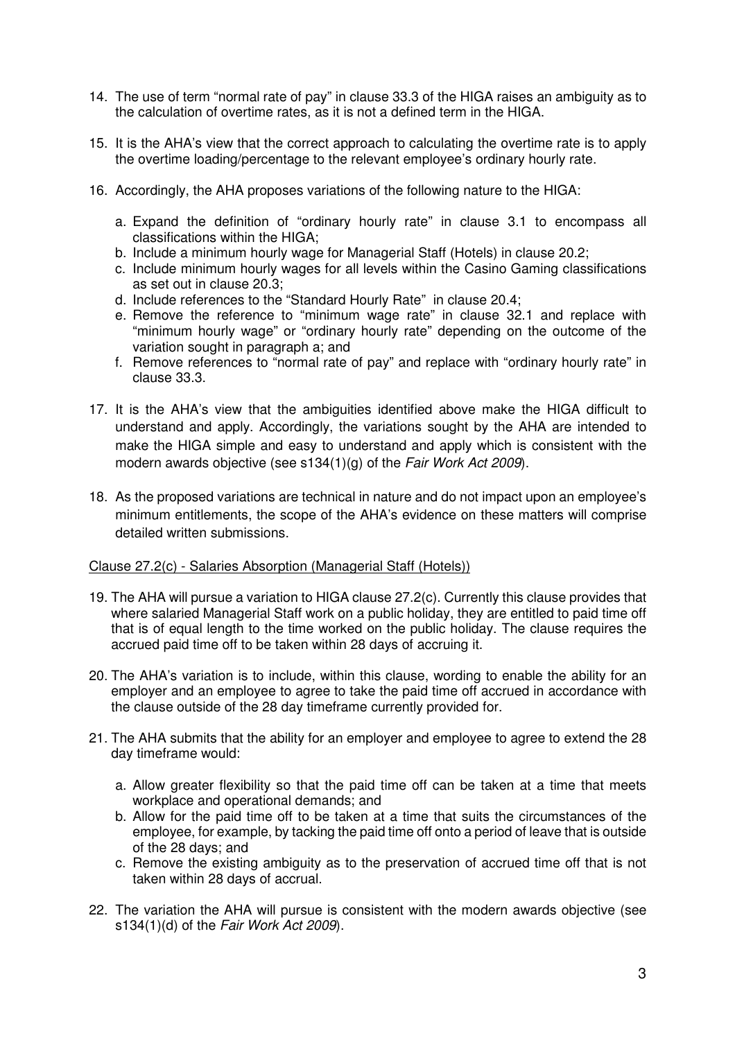14. The use of term "normal rate of pay" in clause 33.3 of the HIGA raises an ambiguity as to the calculation of overtime rates, as it is not a defined term in the HIGA.

15. It is the AHA's view that the correct approach to calculating the overtime rate is to apply the overtime loading/percentage to the relevant employee's ordinary hourly rate.

16. Accordingly, the AHA proposes variations of the following nature to the HIGA:

    a. Expand the definition of "ordinary hourly rate" in clause 3.1 to encompass all classifications within the HIGA;
    b. Include a minimum hourly wage for Managerial Staff (Hotels) in clause 20.2;
    c. Include minimum hourly wages for all levels within the Casino Gaming classifications as set out in clause 20.3;
    d. Include references to the "Standard Hourly Rate" in clause 20.4;
    e. Remove the reference to "minimum wage rate" in clause 32.1 and replace with "minimum hourly wage" or "ordinary hourly rate" depending on the outcome of the variation sought in paragraph a; and
    f. Remove references to "normal rate of pay" and replace with "ordinary hourly rate" in clause 33.3.

17. It is the AHA's view that the ambiguities identified above make the HIGA difficult to understand and apply. Accordingly, the variations sought by the AHA are intended to make the HIGA simple and easy to understand and apply which is consistent with the modern awards objective (see s134(1)(g) of the *Fair Work Act 2009*).

18. As the proposed variations are technical in nature and do not impact upon an employee's minimum entitlements, the scope of the AHA's evidence on these matters will comprise detailed written submissions.

Clause 27.2(c) - Salaries Absorption (Managerial Staff (Hotels))

19. The AHA will pursue a variation to HIGA clause 27.2(c). Currently this clause provides that where salaried Managerial Staff work on a public holiday, they are entitled to paid time off that is of equal length to the time worked on the public holiday. The clause requires the accrued paid time off to be taken within 28 days of accruing it.

20. The AHA's variation is to include, within this clause, wording to enable the ability for an employer and an employee to agree to take the paid time off accrued in accordance with the clause outside of the 28 day timeframe currently provided for.

21. The AHA submits that the ability for an employer and employee to agree to extend the 28 day timeframe would:

    a. Allow greater flexibility so that the paid time off can be taken at a time that meets workplace and operational demands; and
    b. Allow for the paid time off to be taken at a time that suits the circumstances of the employee, for example, by tacking the paid time off onto a period of leave that is outside of the 28 days; and
    c. Remove the existing ambiguity as to the preservation of accrued time off that is not taken within 28 days of accrual.

22. The variation the AHA will pursue is consistent with the modern awards objective (see s134(1)(d) of the *Fair Work Act 2009*).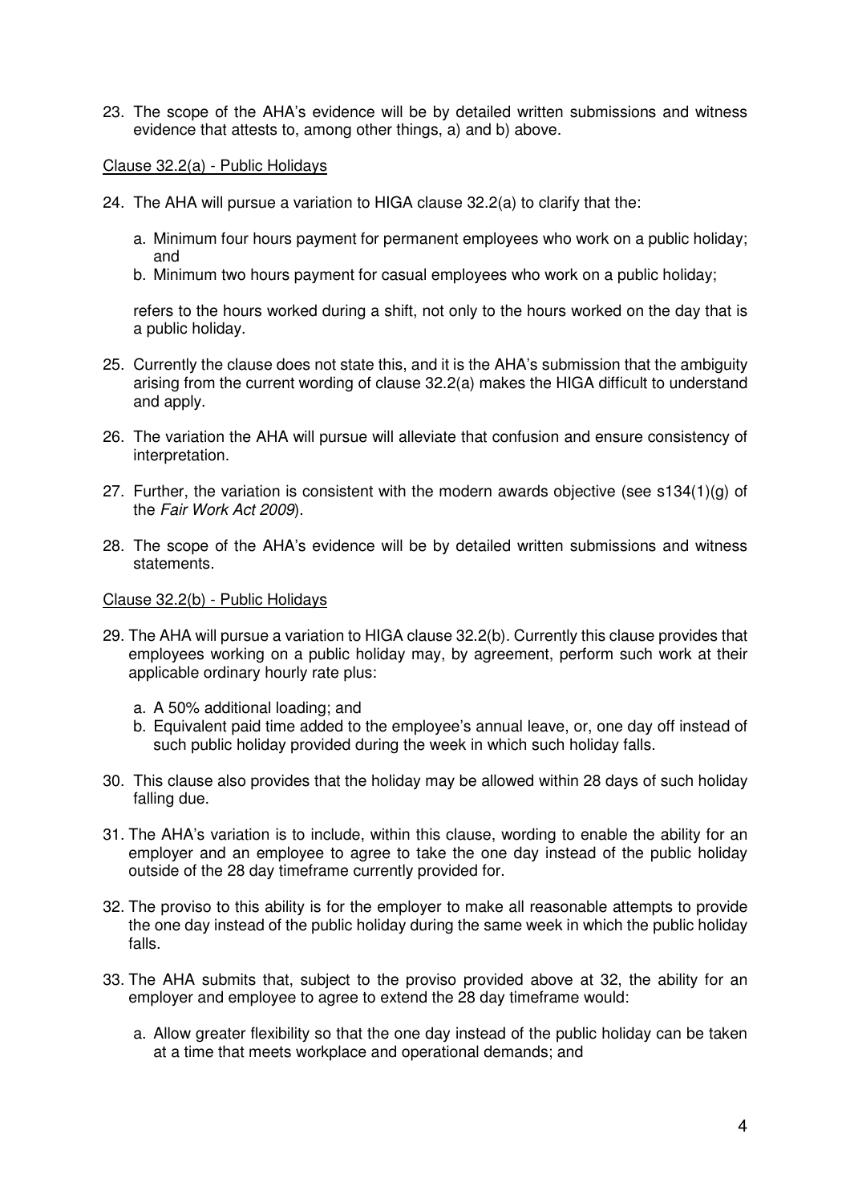23. The scope of the AHA's evidence will be by detailed written submissions and witness evidence that attests to, among other things, a) and b) above.

Clause 32.2(a) - Public Holidays

24. The AHA will pursue a variation to HIGA clause 32.2(a) to clarify that the:

    a. Minimum four hours payment for permanent employees who work on a public holiday; and
    b. Minimum two hours payment for casual employees who work on a public holiday;

    refers to the hours worked during a shift, not only to the hours worked on the day that is a public holiday.

25. Currently the clause does not state this, and it is the AHA's submission that the ambiguity arising from the current wording of clause 32.2(a) makes the HIGA difficult to understand and apply.

26. The variation the AHA will pursue will alleviate that confusion and ensure consistency of interpretation.

27. Further, the variation is consistent with the modern awards objective (see s134(1)(g) of the *Fair Work Act 2009*).

28. The scope of the AHA's evidence will be by detailed written submissions and witness statements.

Clause 32.2(b) - Public Holidays

29. The AHA will pursue a variation to HIGA clause 32.2(b). Currently this clause provides that employees working on a public holiday may, by agreement, perform such work at their applicable ordinary hourly rate plus:

    a. A 50% additional loading; and
    b. Equivalent paid time added to the employee's annual leave, or, one day off instead of such public holiday provided during the week in which such holiday falls.

30. This clause also provides that the holiday may be allowed within 28 days of such holiday falling due.

31. The AHA's variation is to include, within this clause, wording to enable the ability for an employer and an employee to agree to take the one day instead of the public holiday outside of the 28 day timeframe currently provided for.

32. The proviso to this ability is for the employer to make all reasonable attempts to provide the one day instead of the public holiday during the same week in which the public holiday falls.

33. The AHA submits that, subject to the proviso provided above at 32, the ability for an employer and employee to agree to extend the 28 day timeframe would:

    a. Allow greater flexibility so that the one day instead of the public holiday can be taken at a time that meets workplace and operational demands; and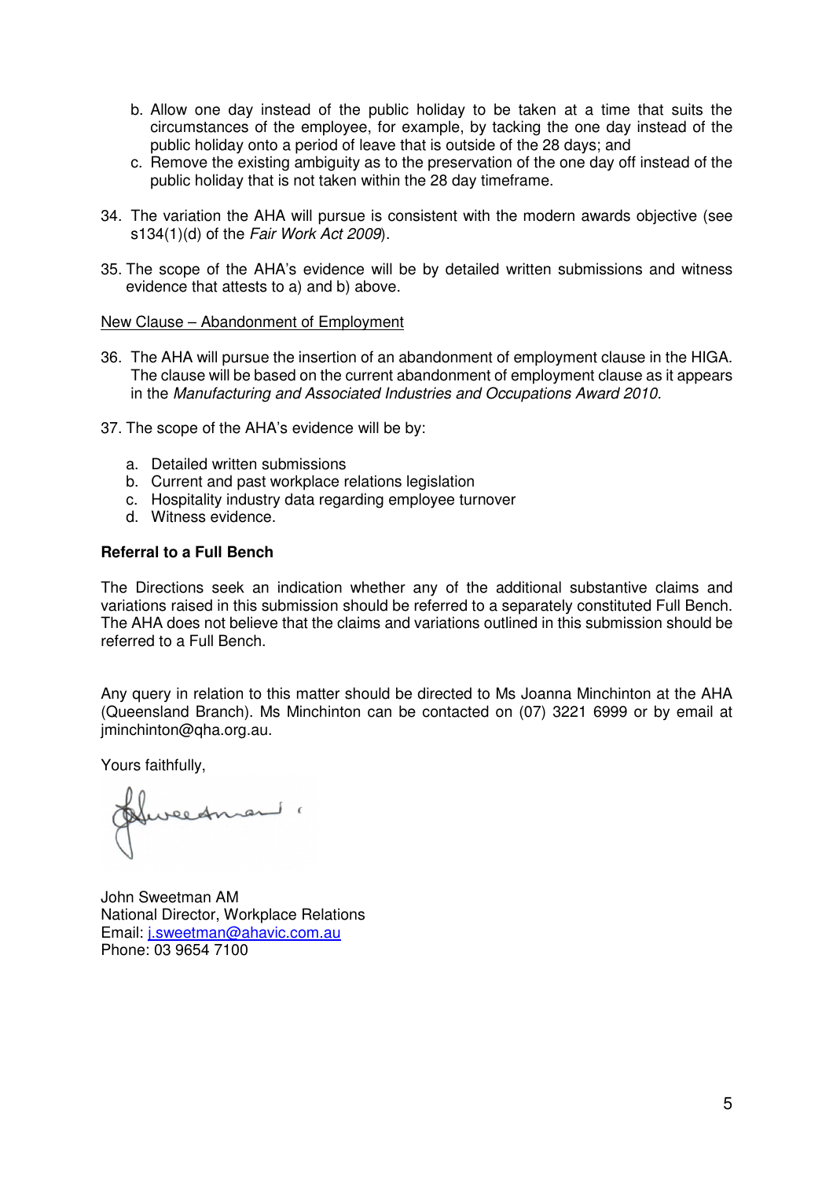b. Allow one day instead of the public holiday to be taken at a time that suits the circumstances of the employee, for example, by tacking the one day instead of the public holiday onto a period of leave that is outside of the 28 days; and
c. Remove the existing ambiguity as to the preservation of the one day off instead of the public holiday that is not taken within the 28 day timeframe.

34. The variation the AHA will pursue is consistent with the modern awards objective (see s134(1)(d) of the *Fair Work Act 2009*).

35. The scope of the AHA's evidence will be by detailed written submissions and witness evidence that attests to a) and b) above.

<u>New Clause – Abandonment of Employment</u>

36. The AHA will pursue the insertion of an abandonment of employment clause in the HIGA. The clause will be based on the current abandonment of employment clause as it appears in the *Manufacturing and Associated Industries and Occupations Award 2010.*

37. The scope of the AHA's evidence will be by:

   a. Detailed written submissions
   b. Current and past workplace relations legislation
   c. Hospitality industry data regarding employee turnover
   d. Witness evidence.

**Referral to a Full Bench**

The Directions seek an indication whether any of the additional substantive claims and variations raised in this submission should be referred to a separately constituted Full Bench. The AHA does not believe that the claims and variations outlined in this submission should be referred to a Full Bench.

Any query in relation to this matter should be directed to Ms Joanna Minchinton at the AHA (Queensland Branch). Ms Minchinton can be contacted on (07) 3221 6999 or by email at jminchinton@qha.org.au.

Yours faithfully,

John Sweetman AM
National Director, Workplace Relations
Email: j.sweetman@ahavic.com.au
Phone: 03 9654 7100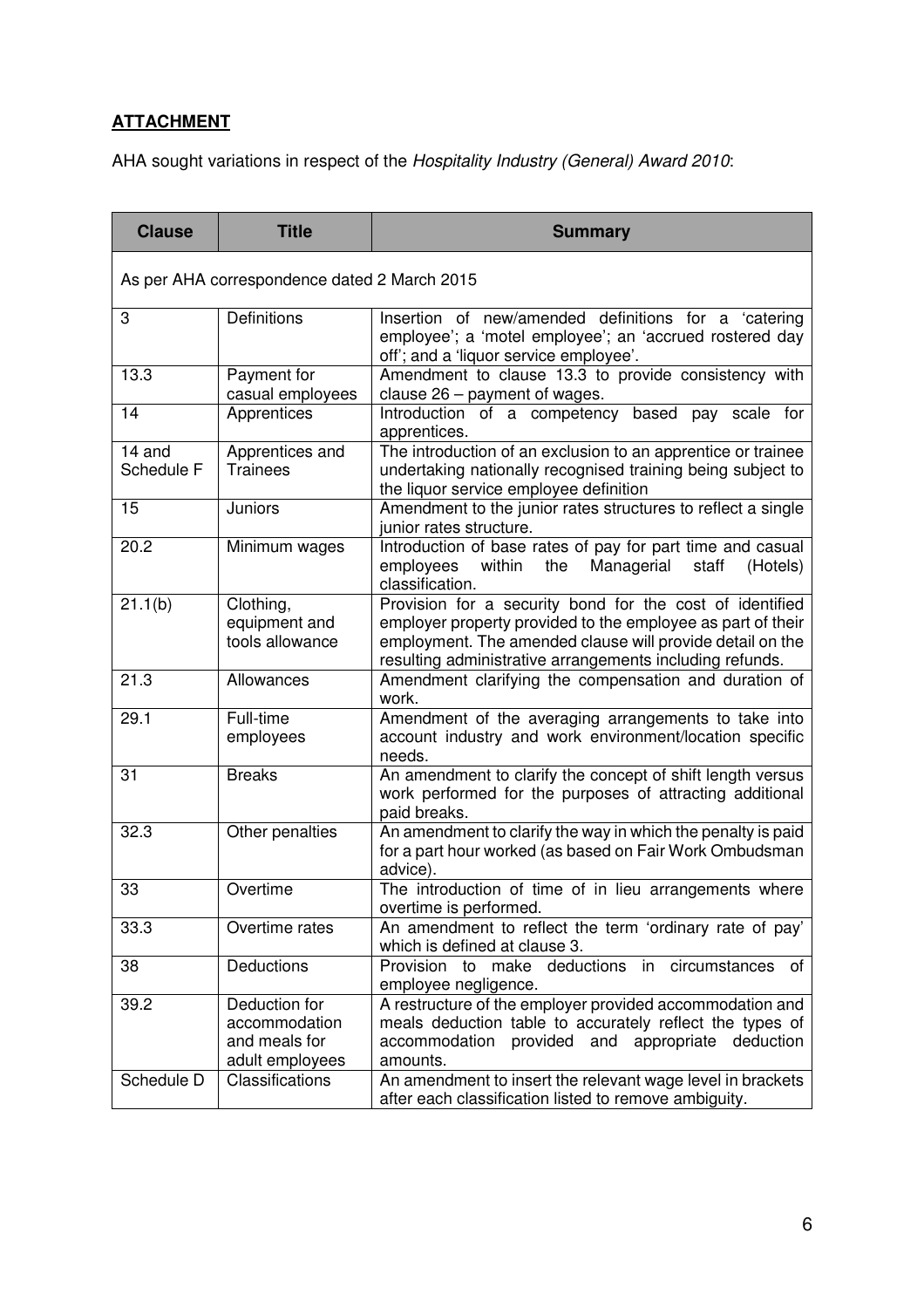**ATTACHMENT**

AHA sought variations in respect of the *Hospitality Industry (General) Award 2010*:

| Clause | Title | Summary |
|---|---|---|
| As per AHA correspondence dated 2 March 2015 | | |
| 3 | Definitions | Insertion of new/amended definitions for a 'catering employee'; a 'motel employee'; an 'accrued rostered day off'; and a 'liquor service employee'. |
| 13.3 | Payment for casual employees | Amendment to clause 13.3 to provide consistency with clause 26 – payment of wages. |
| 14 | Apprentices | Introduction of a competency based pay scale for apprentices. |
| 14 and Schedule F | Apprentices and Trainees | The introduction of an exclusion to an apprentice or trainee undertaking nationally recognised training being subject to the liquor service employee definition |
| 15 | Juniors | Amendment to the junior rates structures to reflect a single junior rates structure. |
| 20.2 | Minimum wages | Introduction of base rates of pay for part time and casual employees within the Managerial staff (Hotels) classification. |
| 21.1(b) | Clothing, equipment and tools allowance | Provision for a security bond for the cost of identified employer property provided to the employee as part of their employment. The amended clause will provide detail on the resulting administrative arrangements including refunds. |
| 21.3 | Allowances | Amendment clarifying the compensation and duration of work. |
| 29.1 | Full-time employees | Amendment of the averaging arrangements to take into account industry and work environment/location specific needs. |
| 31 | Breaks | An amendment to clarify the concept of shift length versus work performed for the purposes of attracting additional paid breaks. |
| 32.3 | Other penalties | An amendment to clarify the way in which the penalty is paid for a part hour worked (as based on Fair Work Ombudsman advice). |
| 33 | Overtime | The introduction of time of in lieu arrangements where overtime is performed. |
| 33.3 | Overtime rates | An amendment to reflect the term 'ordinary rate of pay' which is defined at clause 3. |
| 38 | Deductions | Provision to make deductions in circumstances of employee negligence. |
| 39.2 | Deduction for accommodation and meals for adult employees | A restructure of the employer provided accommodation and meals deduction table to accurately reflect the types of accommodation provided and appropriate deduction amounts. |
| Schedule D | Classifications | An amendment to insert the relevant wage level in brackets after each classification listed to remove ambiguity. |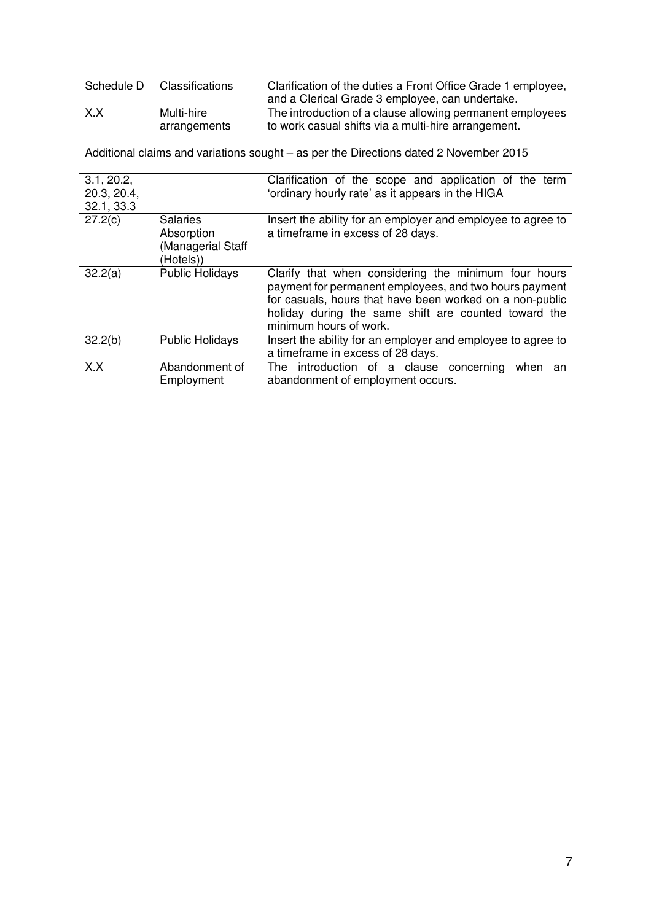| | | |
|---|---|---|
| Schedule D | Classifications | Clarification of the duties a Front Office Grade 1 employee, and a Clerical Grade 3 employee, can undertake. |
| X.X | Multi-hire arrangements | The introduction of a clause allowing permanent employees to work casual shifts via a multi-hire arrangement. |
| Additional claims and variations sought – as per the Directions dated 2 November 2015 | | |
| 3.1, 20.2, 20.3, 20.4, 32.1, 33.3 | | Clarification of the scope and application of the term 'ordinary hourly rate' as it appears in the HIGA |
| 27.2(c) | Salaries Absorption (Managerial Staff (Hotels)) | Insert the ability for an employer and employee to agree to a timeframe in excess of 28 days. |
| 32.2(a) | Public Holidays | Clarify that when considering the minimum four hours payment for permanent employees, and two hours payment for casuals, hours that have been worked on a non-public holiday during the same shift are counted toward the minimum hours of work. |
| 32.2(b) | Public Holidays | Insert the ability for an employer and employee to agree to a timeframe in excess of 28 days. |
| X.X | Abandonment of Employment | The introduction of a clause concerning when an abandonment of employment occurs. |